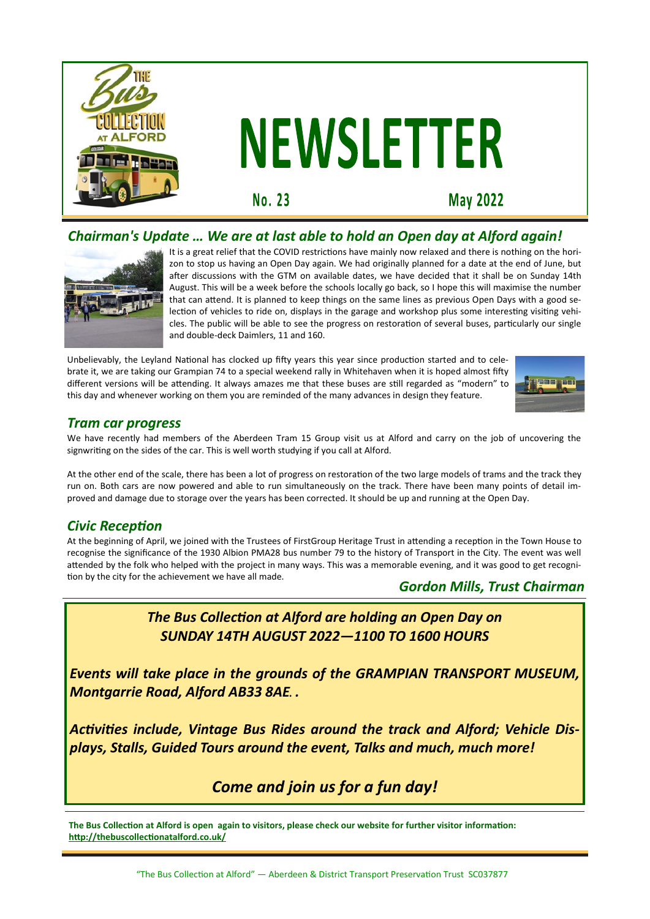# NEWSLETTER

The Bus Collection at Alford

**No. 23** **May 2022**

## *Chairman's Update … We are at last able to hold an Open day at Alford again!*

It is a great relief that the COVID restrictions have mainly now relaxed and there is nothing on the horizon to stop us having an Open Day again. We had originally planned for a date at the end of June, but after discussions with the GTM on available dates, we have decided that it shall be on Sunday 14th August. This will be a week before the schools locally go back, so I hope this will maximise the number that can attend. It is planned to keep things on the same lines as previous Open Days with a good selection of vehicles to ride on, displays in the garage and workshop plus some interesting visiting vehicles. The public will be able to see the progress on restoration of several buses, particularly our single and double-deck Daimlers, 11 and 160.

Unbelievably, the Leyland National has clocked up fifty years this year since production started and to celebrate it, we are taking our Grampian 74 to a special weekend rally in Whitehaven when it is hoped almost fifty different versions will be attending. It always amazes me that these buses are still regarded as "modern" to this day and whenever working on them you are reminded of the many advances in design they feature.

## *Tram car progress*

We have recently had members of the Aberdeen Tram 15 Group visit us at Alford and carry on the job of uncovering the signwriting on the sides of the car. This is well worth studying if you call at Alford.

At the other end of the scale, there has been a lot of progress on restoration of the two large models of trams and the track they run on. Both cars are now powered and able to run simultaneously on the track. There have been many points of detail improved and damage due to storage over the years has been corrected. It should be up and running at the Open Day.

## *Civic Reception*

At the beginning of April, we joined with the Trustees of FirstGroup Heritage Trust in attending a reception in the Town House to recognise the significance of the 1930 Albion PMA28 bus number 79 to the history of Transport in the City. The event was well attended by the folk who helped with the project in many ways. This was a memorable evening, and it was good to get recognition by the city for the achievement we have all made.

***Gordon Mills, Trust Chairman***

---

***The Bus Collection at Alford are holding an Open Day on SUNDAY 14TH AUGUST 2022—1100 TO 1600 HOURS***

***Events will take place in the grounds of the GRAMPIAN TRANSPORT MUSEUM, Montgarrie Road, Alford AB33 8AE. .***

***Activities include, Vintage Bus Rides around the track and Alford; Vehicle Displays, Stalls, Guided Tours around the event, Talks and much, much more!***

***Come and join us for a fun day!***

---

**The Bus Collection at Alford is open again to visitors, please check our website for further visitor information: http://thebuscollectionatalford.co.uk/**

"The Bus Collection at Alford" — Aberdeen & District Transport Preservation Trust SC037877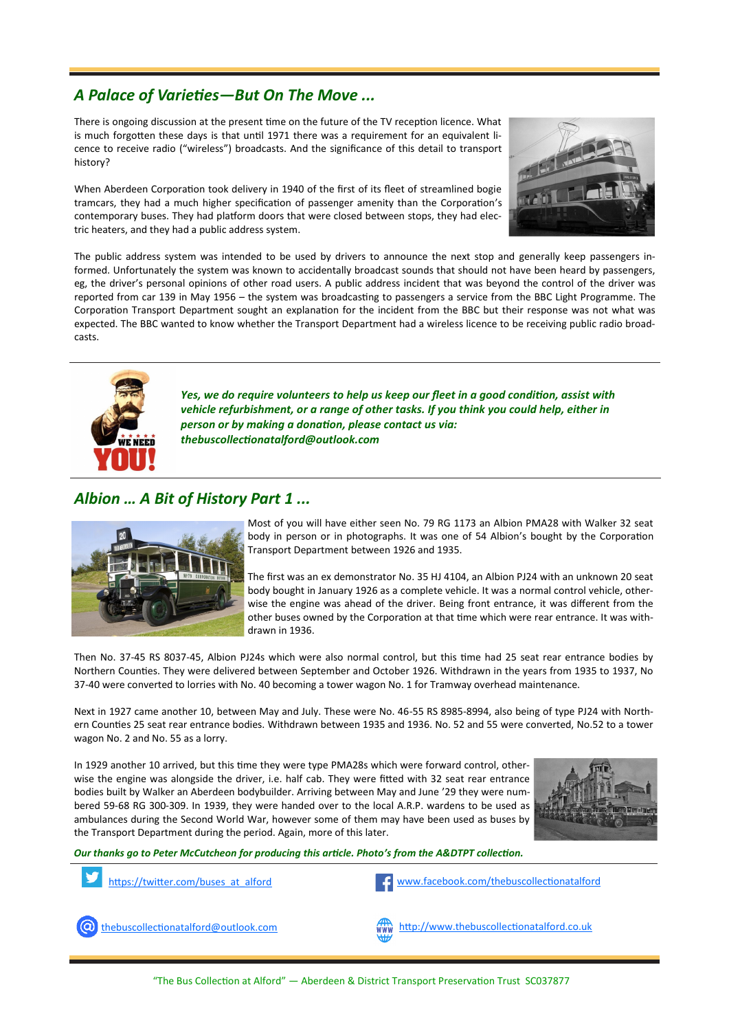## *A Palace of Varieties—But On The Move ...*

There is ongoing discussion at the present time on the future of the TV reception licence. What is much forgotten these days is that until 1971 there was a requirement for an equivalent licence to receive radio ("wireless") broadcasts. And the significance of this detail to transport history?

When Aberdeen Corporation took delivery in 1940 of the first of its fleet of streamlined bogie tramcars, they had a much higher specification of passenger amenity than the Corporation's contemporary buses. They had platform doors that were closed between stops, they had electric heaters, and they had a public address system.

The public address system was intended to be used by drivers to announce the next stop and generally keep passengers informed. Unfortunately the system was known to accidentally broadcast sounds that should not have been heard by passengers, eg, the driver's personal opinions of other road users. A public address incident that was beyond the control of the driver was reported from car 139 in May 1956 – the system was broadcasting to passengers a service from the BBC Light Programme. The Corporation Transport Department sought an explanation for the incident from the BBC but their response was not what was expected. The BBC wanted to know whether the Transport Department had a wireless licence to be receiving public radio broadcasts.

***Yes, we do require volunteers to help us keep our fleet in a good condition, assist with vehicle refurbishment, or a range of other tasks. If you think you could help, either in person or by making a donation, please contact us via: thebuscollectionatalford@outlook.com***

## *Albion … A Bit of History Part 1 ...*

Most of you will have either seen No. 79 RG 1173 an Albion PMA28 with Walker 32 seat body in person or in photographs. It was one of 54 Albion's bought by the Corporation Transport Department between 1926 and 1935.

The first was an ex demonstrator No. 35 HJ 4104, an Albion PJ24 with an unknown 20 seat body bought in January 1926 as a complete vehicle. It was a normal control vehicle, otherwise the engine was ahead of the driver. Being front entrance, it was different from the other buses owned by the Corporation at that time which were rear entrance. It was withdrawn in 1936.

Then No. 37-45 RS 8037-45, Albion PJ24s which were also normal control, but this time had 25 seat rear entrance bodies by Northern Counties. They were delivered between September and October 1926. Withdrawn in the years from 1935 to 1937, No 37-40 were converted to lorries with No. 40 becoming a tower wagon No. 1 for Tramway overhead maintenance.

Next in 1927 came another 10, between May and July. These were No. 46-55 RS 8985-8994, also being of type PJ24 with Northern Counties 25 seat rear entrance bodies. Withdrawn between 1935 and 1936. No. 52 and 55 were converted, No.52 to a tower wagon No. 2 and No. 55 as a lorry.

In 1929 another 10 arrived, but this time they were type PMA28s which were forward control, otherwise the engine was alongside the driver, i.e. half cab. They were fitted with 32 seat rear entrance bodies built by Walker an Aberdeen bodybuilder. Arriving between May and June '29 they were numbered 59-68 RG 300-309. In 1939, they were handed over to the local A.R.P. wardens to be used as ambulances during the Second World War, however some of them may have been used as buses by the Transport Department during the period. Again, more of this later.

***Our thanks go to Peter McCutcheon for producing this article. Photo's from the A&DTPT collection.***

https://twitter.com/buses_at_alford

www.facebook.com/thebuscollectionatalford

thebuscollectionatalford@outlook.com

http://www.thebuscollectionatalford.co.uk

"The Bus Collection at Alford" — Aberdeen & District Transport Preservation Trust SC037877